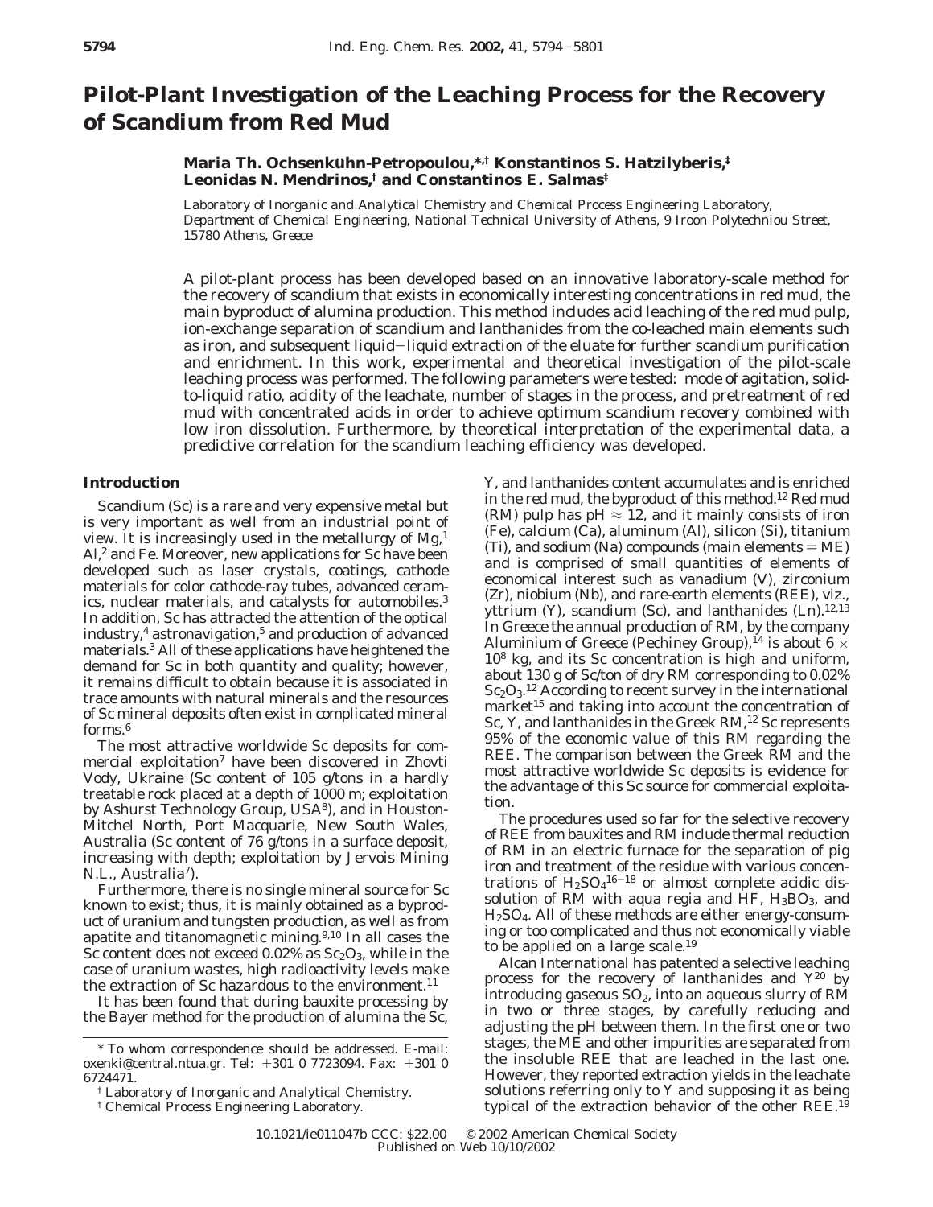# Pilot-Plant Investigation of the Leaching Process for the Recovery of Scandium from Red Mud

**Maria Th. Ochsenkühn-Petropoulou,\*,† Konstantinos S. Hatzilyberis,‡ Leonidas N. Mendrinos,† and Constantinos E. Salmas‡**

*Laboratory of Inorganic and Analytical Chemistry and Chemical Process Engineering Laboratory, Department of Chemical Engineering, National Technical University of Athens, 9 Iroon Polytechniou Street, 15780 Athens, Greece*

A pilot-plant process has been developed based on an innovative laboratory-scale method for the recovery of scandium that exists in economically interesting concentrations in red mud, the main byproduct of alumina production. This method includes acid leaching of the red mud pulp, ion-exchange separation of scandium and lanthanides from the co-leached main elements such as iron, and subsequent liquid–liquid extraction of the eluate for further scandium purification and enrichment. In this work, experimental and theoretical investigation of the pilot-scale leaching process was performed. The following parameters were tested: mode of agitation, solid-to-liquid ratio, acidity of the leachate, number of stages in the process, and pretreatment of red mud with concentrated acids in order to achieve optimum scandium recovery combined with low iron dissolution. Furthermore, by theoretical interpretation of the experimental data, a predictive correlation for the scandium leaching efficiency was developed.

## Introduction

Scandium (Sc) is a rare and very expensive metal but is very important as well from an industrial point of view. It is increasingly used in the metallurgy of Mg,[1] Al,[2] and Fe. Moreover, new applications for Sc have been developed such as laser crystals, coatings, cathode materials for color cathode-ray tubes, advanced ceramics, nuclear materials, and catalysts for automobiles.[3] In addition, Sc has attracted the attention of the optical industry,[4] astronavigation,[5] and production of advanced materials.[3] All of these applications have heightened the demand for Sc in both quantity and quality; however, it remains difficult to obtain because it is associated in trace amounts with natural minerals and the resources of Sc mineral deposits often exist in complicated mineral forms.[6]

The most attractive worldwide Sc deposits for commercial exploitation[7] have been discovered in Zhovti Vody, Ukraine (Sc content of 105 g/tons in a hardly treatable rock placed at a depth of 1000 m; exploitation by Ashurst Technology Group, USA[8]), and in Houston-Mitchel North, Port Macquarie, New South Wales, Australia (Sc content of 76 g/tons in a surface deposit, increasing with depth; exploitation by Jervois Mining N.L., Australia[7]).

Furthermore, there is no single mineral source for Sc known to exist; thus, it is mainly obtained as a byproduct of uranium and tungsten production, as well as from apatite and titanomagnetic mining.[9,10] In all cases the Sc content does not exceed 0.02% as $Sc_2O_3$, while in the case of uranium wastes, high radioactivity levels make the extraction of Sc hazardous to the environment.[11]

It has been found that during bauxite processing by the Bayer method for the production of alumina the Sc, Y, and lanthanides content accumulates and is enriched in the red mud, the byproduct of this method.[12] Red mud (RM) pulp has pH ≈ 12, and it mainly consists of iron (Fe), calcium (Ca), aluminum (Al), silicon (Si), titanium (Ti), and sodium (Na) compounds (main elements = ME) and is comprised of small quantities of elements of economical interest such as vanadium (V), zirconium (Zr), niobium (Nb), and rare-earth elements (REE), viz., yttrium (Y), scandium (Sc), and lanthanides (Ln).[12,13] In Greece the annual production of RM, by the company Aluminium of Greece (Pechiney Group),[14] is about $6 \times 10^8$ kg, and its Sc concentration is high and uniform, about 130 g of Sc/ton of dry RM corresponding to 0.02% $Sc_2O_3$.[12] According to recent survey in the international market[15] and taking into account the concentration of Sc, Y, and lanthanides in the Greek RM,[12] Sc represents 95% of the economic value of this RM regarding the REE. The comparison between the Greek RM and the most attractive worldwide Sc deposits is evidence for the advantage of this Sc source for commercial exploitation.

The procedures used so far for the selective recovery of REE from bauxites and RM include thermal reduction of RM in an electric furnace for the separation of pig iron and treatment of the residue with various concentrations of $H_2SO_4$[16–18] or almost complete acidic dissolution of RM with aqua regia and HF, $H_3BO_3$, and $H_2SO_4$. All of these methods are either energy-consuming or too complicated and thus not economically viable to be applied on a large scale.[19]

Alcan International has patented a selective leaching process for the recovery of lanthanides and Y[20] by introducing gaseous $SO_2$, into an aqueous slurry of RM in two or three stages, by carefully reducing and adjusting the pH between them. In the first one or two stages, the ME and other impurities are separated from the insoluble REE that are leached in the last one. However, they reported extraction yields in the leachate solutions referring only to Y and supposing it as being typical of the extraction behavior of the other REE.[19]

\* To whom correspondence should be addressed. E-mail: oxenki@central.ntua.gr. Tel: +301 0 7723094. Fax: +301 0 6724471.

† Laboratory of Inorganic and Analytical Chemistry.

‡ Chemical Process Engineering Laboratory.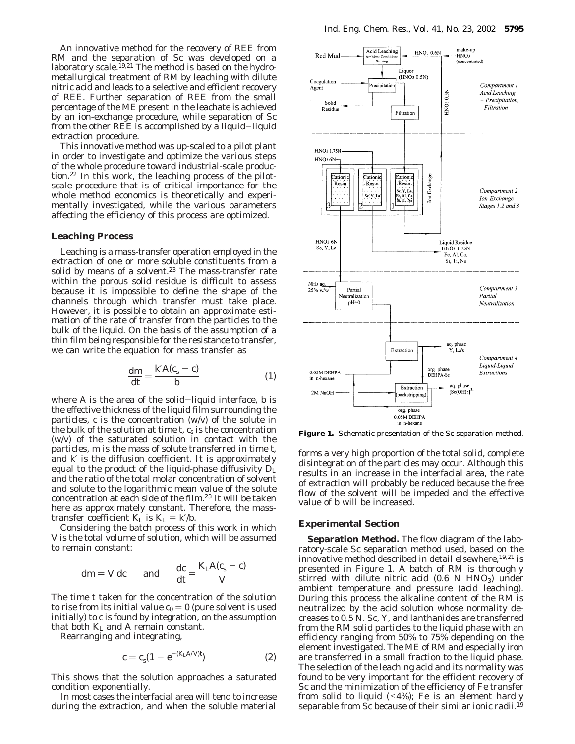An innovative method for the recovery of REE from RM and the separation of Sc was developed on a laboratory scale.[19,21] The method is based on the hydrometallurgical treatment of RM by leaching with dilute nitric acid and leads to a selective and efficient recovery of REE. Further separation of REE from the small percentage of the ME present in the leachate is achieved by an ion-exchange procedure, while separation of Sc from the other REE is accomplished by a liquid–liquid extraction procedure.

This innovative method was up-scaled to a pilot plant in order to investigate and optimize the various steps of the whole procedure toward industrial-scale production.[22] In this work, the leaching process of the pilot-scale procedure that is of critical importance for the whole method economics is theoretically and experimentally investigated, while the various parameters affecting the efficiency of this process are optimized.

## Leaching Process

Leaching is a mass-transfer operation employed in the extraction of one or more soluble constituents from a solid by means of a solvent.[23] The mass-transfer rate within the porous solid residue is difficult to assess because it is impossible to define the shape of the channels through which transfer must take place. However, it is possible to obtain an approximate estimation of the rate of transfer from the particles to the bulk of the liquid. On the basis of the assumption of a thin film being responsible for the resistance to transfer, we can write the equation for mass transfer as

$$\frac{dm}{dt} = \frac{k'A(c_s - c)}{b} \tag{1}$$

where $A$ is the area of the solid–liquid interface, $b$ is the effective thickness of the liquid film surrounding the particles, $c$ is the concentration (w/v) of the solute in the bulk of the solution at time $t$, $c_s$ is the concentration (w/v) of the saturated solution in contact with the particles, $m$ is the mass of solute transferred in time $t$, and $k'$ is the diffusion coefficient. It is approximately equal to the product of the liquid-phase diffusivity $D_L$ and the ratio of the total molar concentration of solvent and solute to the logarithmic mean value of the solute concentration at each side of the film.[23] It will be taken here as approximately constant. Therefore, the mass-transfer coefficient $K_L$ is $K_L = k'/b$.

Considering the batch process of this work in which $V$ is the total volume of solution, which will be assumed to remain constant:

$$dm = V\,dc \quad \text{and} \quad \frac{dc}{dt} = \frac{K_L A(c_s - c)}{V}$$

The time $t$ taken for the concentration of the solution to rise from its initial value $c_0 = 0$ (pure solvent is used initially) to $c$ is found by integration, on the assumption that both $K_L$ and $A$ remain constant.

Rearranging and integrating,

$$c = c_s(1 - e^{-(K_L A/V)t}) \tag{2}$$

This shows that the solution approaches a saturated condition exponentially.

In most cases the interfacial area will tend to increase during the extraction, and when the soluble material forms a very high proportion of the total solid, complete disintegration of the particles may occur. Although this results in an increase in the interfacial area, the rate of extraction will probably be reduced because the free flow of the solvent will be impeded and the effective value of $b$ will be increased.

**Figure 1.** Schematic presentation of the Sc separation method.

## Experimental Section

**Separation Method.** The flow diagram of the laboratory-scale Sc separation method used, based on the innovative method described in detail elsewhere,[19,21] is presented in Figure 1. A batch of RM is thoroughly stirred with dilute nitric acid (0.6 N $HNO_3$) under ambient temperature and pressure (acid leaching). During this process the alkaline content of the RM is neutralized by the acid solution whose normality decreases to 0.5 N. Sc, Y, and lanthanides are transferred from the RM solid particles to the liquid phase with an efficiency ranging from 50% to 75% depending on the element investigated. The ME of RM and especially iron are transferred in a small fraction to the liquid phase. The selection of the leaching acid and its normality was found to be very important for the efficient recovery of Sc and the minimization of the efficiency of Fe transfer from solid to liquid (<4%); Fe is an element hardly separable from Sc because of their similar ionic radii.[19]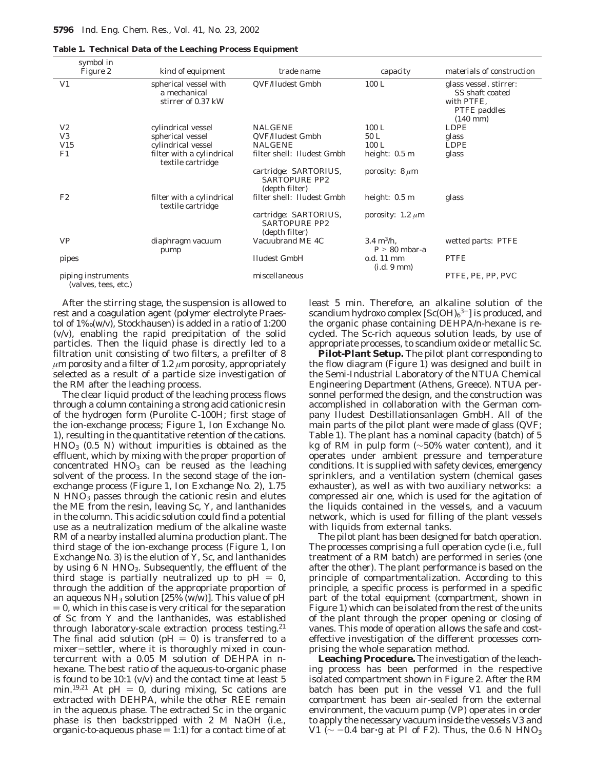**Table 1. Technical Data of the Leaching Process Equipment**

| symbol in Figure 2 | kind of equipment | trade name | capacity | materials of construction |
|---|---|---|---|---|
| V1 | spherical vessel with a mechanical stirrer of 0.37 kW | QVF/Iludest Gmbh | 100 L | glass vessel. stirrer: SS shaft coated with PTFE, PTFE paddles (140 mm) |
| V2 | cylindrical vessel | NALGENE | 100 L | LDPE |
| V3 | spherical vessel | QVF/Iludest Gmbh | 50 L | glass |
| V15 | cylindrical vessel | NALGENE | 100 L | LDPE |
| F1 | filter with a cylindrical textile cartridge | filter shell: Iludest Gmbh | height: 0.5 m | glass |
| | | cartridge: SARTORIUS, SARTOPURE PP2 (depth filter) | porosity: 8 μm | |
| F2 | filter with a cylindrical textile cartridge | filter shell: Iludest Gmbh | height: 0.5 m | glass |
| | | cartridge: SARTORIUS, SARTOPURE PP2 (depth filter) | porosity: 1.2 μm | |
| VP | diaphragm vacuum pump | Vacuubrand ME 4C | 3.4 $m^3$/h, $P > 80$ mbar-a | wetted parts: PTFE |
| pipes | | Iludest GmbH | o.d. 11 mm (i.d. 9 mm) | PTFE |
| piping instruments (valves, tees, etc.) | | miscellaneous | | PTFE, PE, PP, PVC |

After the stirring stage, the suspension is allowed to rest and a coagulation agent (polymer electrolyte Praestol of 1‰(w/v), Stockhausen) is added in a ratio of 1:200 (v/v), enabling the rapid precipitation of the solid particles. Then the liquid phase is directly led to a filtration unit consisting of two filters, a prefilter of 8 μm porosity and a filter of 1.2 μm porosity, appropriately selected as a result of a particle size investigation of the RM after the leaching process.

The clear liquid product of the leaching process flows through a column containing a strong acid cationic resin of the hydrogen form (Purolite C-100H; first stage of the ion-exchange process; Figure 1, Ion Exchange No. 1), resulting in the quantitative retention of the cations. $HNO_3$ (0.5 N) without impurities is obtained as the effluent, which by mixing with the proper proportion of concentrated $HNO_3$ can be reused as the leaching solvent of the process. In the second stage of the ion-exchange process (Figure 1, Ion Exchange No. 2), 1.75 N $HNO_3$ passes through the cationic resin and elutes the ME from the resin, leaving Sc, Y, and lanthanides in the column. This acidic solution could find a potential use as a neutralization medium of the alkaline waste RM of a nearby installed alumina production plant. The third stage of the ion-exchange process (Figure 1, Ion Exchange No. 3) is the elution of Y, Sc, and lanthanides by using 6 N $HNO_3$. Subsequently, the effluent of the third stage is partially neutralized up to pH = 0, through the addition of the appropriate proportion of an aqueous $NH_3$ solution [25% (w/w)]. This value of pH = 0, which in this case is very critical for the separation of Sc from Y and the lanthanides, was established through laboratory-scale extraction process testing.[21] The final acid solution (pH = 0) is transferred to a mixer–settler, where it is thoroughly mixed in countercurrent with a 0.05 M solution of DEHPA in n-hexane. The best ratio of the aqueous-to-organic phase is found to be 10:1 (v/v) and the contact time at least 5 min.[19,21] At pH = 0, during mixing, Sc cations are extracted with DEHPA, while the other REE remain in the aqueous phase. The extracted Sc in the organic phase is then backstripped with 2 M NaOH (i.e., organic-to-aqueous phase = 1:1) for a contact time of at least 5 min. Therefore, an alkaline solution of the scandium hydroxo complex $[Sc(OH)_6^{3-}]$ is produced, and the organic phase containing DEHPA/n-hexane is recycled. The Sc-rich aqueous solution leads, by use of appropriate processes, to scandium oxide or metallic Sc.

**Pilot-Plant Setup.** The pilot plant corresponding to the flow diagram (Figure 1) was designed and built in the Semi-Industrial Laboratory of the NTUA Chemical Engineering Department (Athens, Greece). NTUA personnel performed the design, and the construction was accomplished in collaboration with the German company Iludest Destillationsanlagen GmbH. All of the main parts of the pilot plant were made of glass (QVF; Table 1). The plant has a nominal capacity (batch) of 5 kg of RM in pulp form (∼50% water content), and it operates under ambient pressure and temperature conditions. It is supplied with safety devices, emergency sprinklers, and a ventilation system (chemical gases exhauster), as well as with two auxiliary networks: a compressed air one, which is used for the agitation of the liquids contained in the vessels, and a vacuum network, which is used for filling of the plant vessels with liquids from external tanks.

The pilot plant has been designed for batch operation. The processes comprising a full operation cycle (i.e., full treatment of a RM batch) are performed in series (one after the other). The plant performance is based on the principle of compartmentalization. According to this principle, a specific process is performed in a specific part of the total equipment (compartment, shown in Figure 1) which can be isolated from the rest of the units of the plant through the proper opening or closing of vanes. This mode of operation allows the safe and cost-effective investigation of the different processes comprising the whole separation method.

**Leaching Procedure.** The investigation of the leaching process has been performed in the respective isolated compartment shown in Figure 2. After the RM batch has been put in the vessel V1 and the full compartment has been air-sealed from the external environment, the vacuum pump (VP) operates in order to apply the necessary vacuum inside the vessels V3 and V1 (∼ −0.4 bar·g at PI of F2). Thus, the 0.6 N $HNO_3$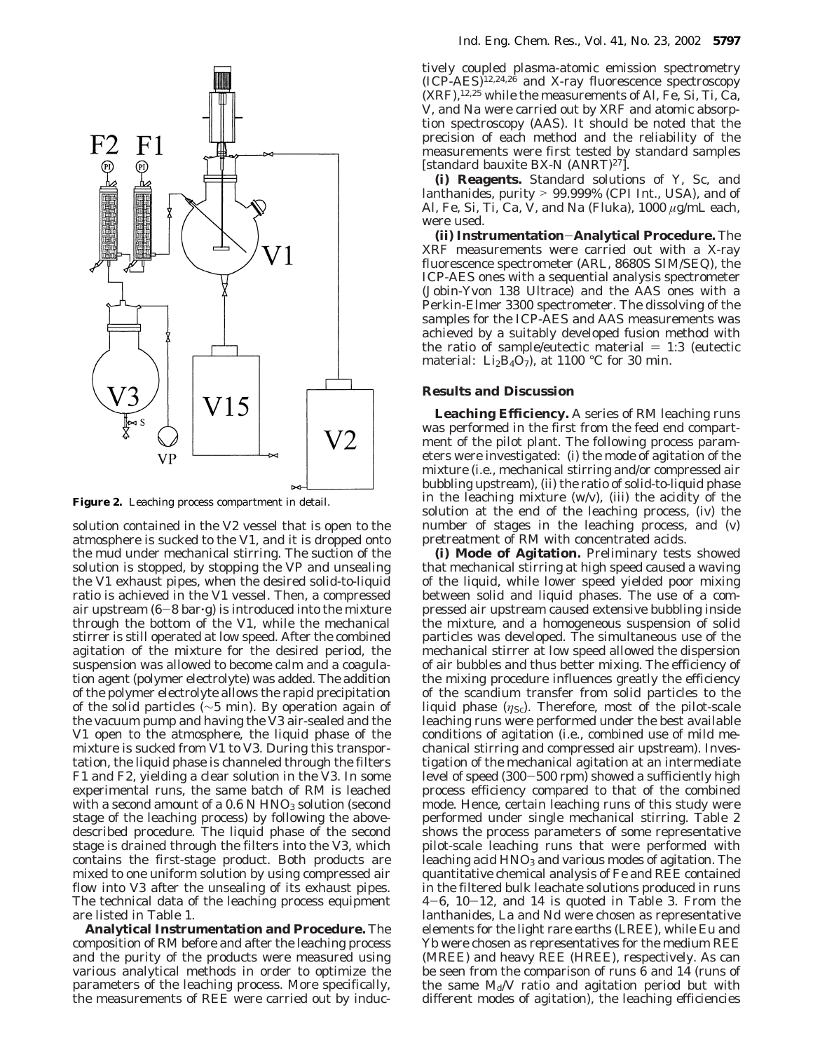**Figure 2.** Leaching process compartment in detail.

solution contained in the V2 vessel that is open to the atmosphere is sucked to the V1, and it is dropped onto the mud under mechanical stirring. The suction of the solution is stopped, by stopping the VP and unsealing the V1 exhaust pipes, when the desired solid-to-liquid ratio is achieved in the V1 vessel. Then, a compressed air upstream (6−8 bar·g) is introduced into the mixture through the bottom of the V1, while the mechanical stirrer is still operated at low speed. After the combined agitation of the mixture for the desired period, the suspension was allowed to become calm and a coagulation agent (polymer electrolyte) was added. The addition of the polymer electrolyte allows the rapid precipitation of the solid particles (∼5 min). By operation again of the vacuum pump and having the V3 air-sealed and the V1 open to the atmosphere, the liquid phase of the mixture is sucked from V1 to V3. During this transportation, the liquid phase is channeled through the filters F1 and F2, yielding a clear solution in the V3. In some experimental runs, the same batch of RM is leached with a second amount of a 0.6 N $HNO_3$ solution (second stage of the leaching process) by following the above-described procedure. The liquid phase of the second stage is drained through the filters into the V3, which contains the first-stage product. Both products are mixed to one uniform solution by using compressed air flow into V3 after the unsealing of its exhaust pipes. The technical data of the leaching process equipment are listed in Table 1.

**Analytical Instrumentation and Procedure.** The composition of RM before and after the leaching process and the purity of the products were measured using various analytical methods in order to optimize the parameters of the leaching process. More specifically, the measurements of REE were carried out by inductively coupled plasma-atomic emission spectrometry (ICP-AES)[12,24,26] and X-ray fluorescence spectroscopy (XRF),[12,25] while the measurements of Al, Fe, Si, Ti, Ca, V, and Na were carried out by XRF and atomic absorption spectroscopy (AAS). It should be noted that the precision of each method and the reliability of the measurements were first tested by standard samples [standard bauxite BX-N (ANRT)[27]].

**(i) Reagents.** Standard solutions of Y, Sc, and lanthanides, purity > 99.999% (CPI Int., USA), and of Al, Fe, Si, Ti, Ca, V, and Na (Fluka), 1000 μg/mL each, were used.

**(ii) Instrumentation−Analytical Procedure.** The XRF measurements were carried out with a X-ray fluorescence spectrometer (ARL, 8680S SIM/SEQ), the ICP-AES ones with a sequential analysis spectrometer (Jobin-Yvon 138 Ultrace) and the AAS ones with a Perkin-Elmer 3300 spectrometer. The dissolving of the samples for the ICP-AES and AAS measurements was achieved by a suitably developed fusion method with the ratio of sample/eutectic material = 1:3 (eutectic material: $Li_2B_4O_7$), at 1100 °C for 30 min.

## Results and Discussion

**Leaching Efficiency.** A series of RM leaching runs was performed in the first from the feed end compartment of the pilot plant. The following process parameters were investigated: (i) the mode of agitation of the mixture (i.e., mechanical stirring and/or compressed air bubbling upstream), (ii) the ratio of solid-to-liquid phase in the leaching mixture (w/v), (iii) the acidity of the solution at the end of the leaching process, (iv) the number of stages in the leaching process, and (v) pretreatment of RM with concentrated acids.

**(i) Mode of Agitation.** Preliminary tests showed that mechanical stirring at high speed caused a waving of the liquid, while lower speed yielded poor mixing between solid and liquid phases. The use of a compressed air upstream caused extensive bubbling inside the mixture, and a homogeneous suspension of solid particles was developed. The simultaneous use of the mechanical stirrer at low speed allowed the dispersion of air bubbles and thus better mixing. The efficiency of the mixing procedure influences greatly the efficiency of the scandium transfer from solid particles to the liquid phase ($\eta_{Sc}$). Therefore, most of the pilot-scale leaching runs were performed under the best available conditions of agitation (i.e., combined use of mild mechanical stirring and compressed air upstream). Investigation of the mechanical agitation at an intermediate level of speed (300−500 rpm) showed a sufficiently high process efficiency compared to that of the combined mode. Hence, certain leaching runs of this study were performed under single mechanical stirring. Table 2 shows the process parameters of some representative pilot-scale leaching runs that were performed with leaching acid $HNO_3$ and various modes of agitation. The quantitative chemical analysis of Fe and REE contained in the filtered bulk leachate solutions produced in runs 4−6, 10−12, and 14 is quoted in Table 3. From the lanthanides, La and Nd were chosen as representative elements for the light rare earths (LREE), while Eu and Yb were chosen as representatives for the medium REE (MREE) and heavy REE (HREE), respectively. As can be seen from the comparison of runs 6 and 14 (runs of the same $M_d/V$ ratio and agitation period but with different modes of agitation), the leaching efficiencies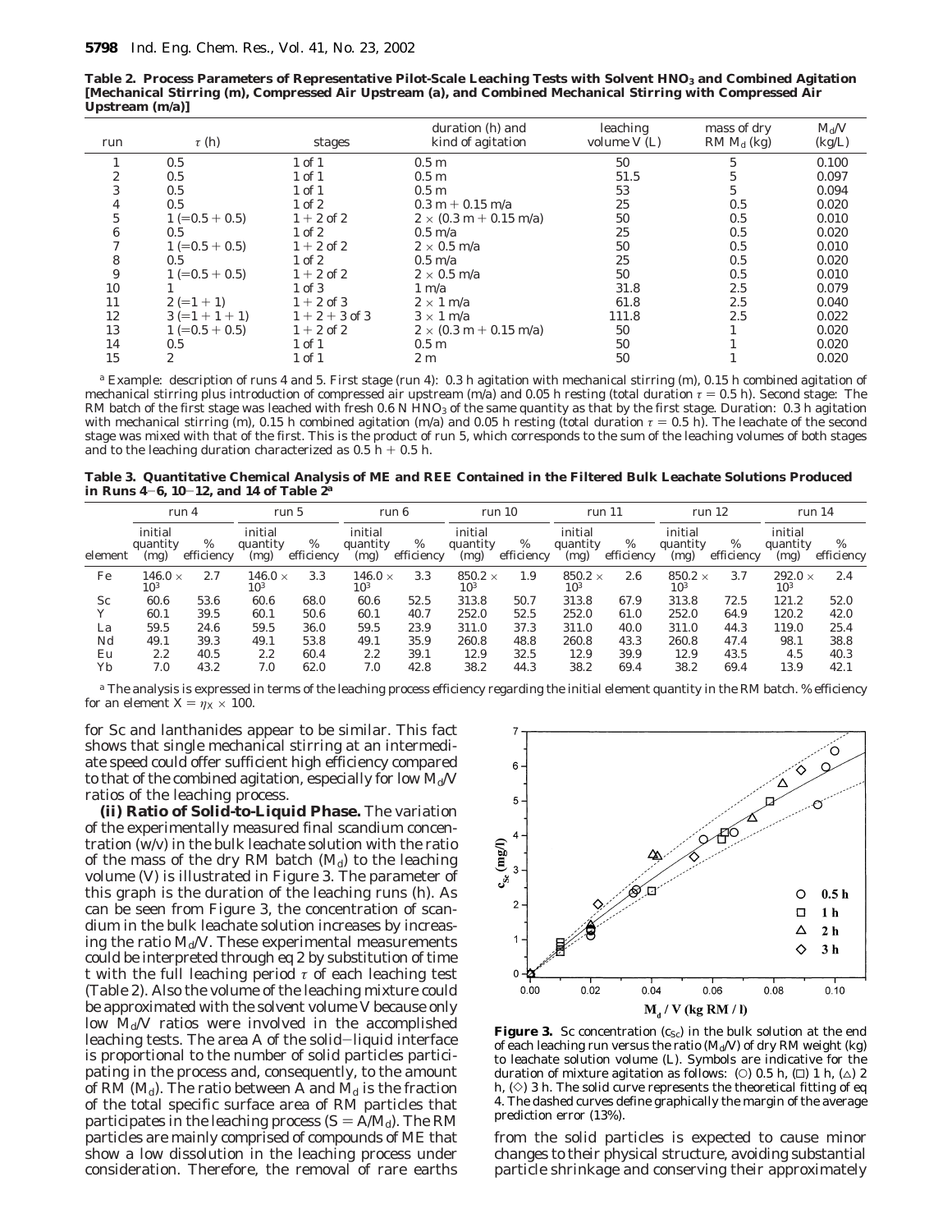**Table 2. Process Parameters of Representative Pilot-Scale Leaching Tests with Solvent $HNO_3$ and Combined Agitation [Mechanical Stirring (m), Compressed Air Upstream (a), and Combined Mechanical Stirring with Compressed Air Upstream (m/a)]**

| run | $\tau$ (h) | stages | duration (h) and kind of agitation | leaching volume $V$ (L) | mass of dry RM $M_d$ (kg) | $M_d/V$ (kg/L) |
|---|---|---|---|---|---|---|
| 1 | 0.5 | 1 of 1 | 0.5 m | 50 | 5 | 0.100 |
| 2 | 0.5 | 1 of 1 | 0.5 m | 51.5 | 5 | 0.097 |
| 3 | 0.5 | 1 of 1 | 0.5 m | 53 | 5 | 0.094 |
| 4 | 0.5 | 1 of 2 | 0.3 m + 0.15 m/a | 25 | 0.5 | 0.020 |
| 5 | 1 (=0.5 + 0.5) | 1 + 2 of 2 | 2 × (0.3 m + 0.15 m/a) | 50 | 0.5 | 0.010 |
| 6 | 0.5 | 1 of 2 | 0.5 m/a | 25 | 0.5 | 0.020 |
| 7 | 1 (=0.5 + 0.5) | 1 + 2 of 2 | 2 × 0.5 m/a | 50 | 0.5 | 0.010 |
| 8 | 0.5 | 1 of 2 | 0.5 m/a | 25 | 0.5 | 0.020 |
| 9 | 1 (=0.5 + 0.5) | 1 + 2 of 2 | 2 × 0.5 m/a | 50 | 0.5 | 0.010 |
| 10 | 1 | 1 of 3 | 1 m/a | 31.8 | 2.5 | 0.079 |
| 11 | 2 (=1 + 1) | 1 + 2 of 3 | 2 × 1 m/a | 61.8 | 2.5 | 0.040 |
| 12 | 3 (=1 + 1 + 1) | 1 + 2 + 3 of 3 | 3 × 1 m/a | 111.8 | 2.5 | 0.022 |
| 13 | 1 (=0.5 + 0.5) | 1 + 2 of 2 | 2 × (0.3 m + 0.15 m/a) | 50 | 1 | 0.020 |
| 14 | 0.5 | 1 of 1 | 0.5 m | 50 | 1 | 0.020 |
| 15 | 2 | 1 of 1 | 2 m | 50 | 1 | 0.020 |

[a] Example: description of runs 4 and 5. First stage (run 4): 0.3 h agitation with mechanical stirring (m), 0.15 h combined agitation of mechanical stirring plus introduction of compressed air upstream (m/a) and 0.05 h resting (total duration $\tau$ = 0.5 h). Second stage: The RM batch of the first stage was leached with fresh 0.6 N $HNO_3$ of the same quantity as that by the first stage. Duration: 0.3 h agitation with mechanical stirring (m), 0.15 h combined agitation (m/a) and 0.05 h resting (total duration $\tau$ = 0.5 h). The leachate of the second stage was mixed with that of the first. This is the product of run 5, which corresponds to the sum of the leaching volumes of both stages and to the leaching duration characterized as 0.5 h + 0.5 h.

**Table 3. Quantitative Chemical Analysis of ME and REE Contained in the Filtered Bulk Leachate Solutions Produced in Runs 4–6, 10–12, and 14 of Table 2[a]**

| | run 4 | | run 5 | | run 6 | | run 10 | | run 11 | | run 12 | | run 14 | |
|---|---|---|---|---|---|---|---|---|---|---|---|---|---|---|
| element | initial quantity (mg) | % efficiency | initial quantity (mg) | % efficiency | initial quantity (mg) | % efficiency | initial quantity (mg) | % efficiency | initial quantity (mg) | % efficiency | initial quantity (mg) | % efficiency | initial quantity (mg) | % efficiency |
| Fe | $146.0 \times 10^3$ | 2.7 | $146.0 \times 10^3$ | 3.3 | $146.0 \times 10^3$ | 3.3 | $850.2 \times 10^3$ | 1.9 | $850.2 \times 10^3$ | 2.6 | $850.2 \times 10^3$ | 3.7 | $292.0 \times 10^3$ | 2.4 |
| Sc | 60.6 | 53.6 | 60.6 | 68.0 | 60.6 | 52.5 | 313.8 | 50.7 | 313.8 | 67.9 | 313.8 | 72.5 | 121.2 | 52.0 |
| Y | 60.1 | 39.5 | 60.1 | 50.6 | 60.1 | 40.7 | 252.0 | 52.5 | 252.0 | 61.0 | 252.0 | 64.9 | 120.2 | 42.0 |
| La | 59.5 | 24.6 | 59.5 | 36.0 | 59.5 | 23.9 | 311.0 | 37.3 | 311.0 | 40.0 | 311.0 | 44.3 | 119.0 | 25.4 |
| Nd | 49.1 | 39.3 | 49.1 | 53.8 | 49.1 | 35.9 | 260.8 | 48.8 | 260.8 | 43.3 | 260.8 | 47.4 | 98.1 | 38.8 |
| Eu | 2.2 | 40.5 | 2.2 | 60.4 | 2.2 | 39.1 | 12.9 | 32.5 | 12.9 | 39.9 | 12.9 | 43.5 | 4.5 | 40.3 |
| Yb | 7.0 | 43.2 | 7.0 | 62.0 | 7.0 | 42.8 | 38.2 | 44.3 | 38.2 | 69.4 | 38.2 | 69.4 | 13.9 | 42.1 |

[a] The analysis is expressed in terms of the leaching process efficiency regarding the initial element quantity in the RM batch. % efficiency for an element $X = \eta_X \times 100$.

for Sc and lanthanides appear to be similar. This fact shows that single mechanical stirring at an intermediate speed could offer sufficient high efficiency compared to that of the combined agitation, especially for low $M_d/V$ ratios of the leaching process.

**(ii) Ratio of Solid-to-Liquid Phase.** The variation of the experimentally measured final scandium concentration (w/v) in the bulk leachate solution with the ratio of the mass of the dry RM batch ($M_d$) to the leaching volume ($V$) is illustrated in Figure 3. The parameter of this graph is the duration of the leaching runs (h). As can be seen from Figure 3, the concentration of scandium in the bulk leachate solution increases by increasing the ratio $M_d/V$. These experimental measurements could be interpreted through eq 2 by substitution of time $t$ with the full leaching period $\tau$ of each leaching test (Table 2). Also the volume of the leaching mixture could be approximated with the solvent volume $V$ because only low $M_d/V$ ratios were involved in the accomplished leaching tests. The area $A$ of the solid–liquid interface is proportional to the number of solid particles participating in the process and, consequently, to the amount of RM ($M_d$). The ratio between $A$ and $M_d$ is the fraction of the total specific surface area of RM particles that participates in the leaching process ($S = A/M_d$). The RM particles are mainly comprised of compounds of ME that show a low dissolution in the leaching process under consideration. Therefore, the removal of rare earths from the solid particles is expected to cause minor changes to their physical structure, avoiding substantial particle shrinkage and conserving their approximately

**Figure 3.** Sc concentration ($c_{Sc}$) in the bulk solution at the end of each leaching run versus the ratio ($M_d/V$) of dry RM weight (kg) to leachate solution volume (L). Symbols are indicative for the duration of mixture agitation as follows: (○) 0.5 h, (□) 1 h, (△) 2 h, (◇) 3 h. The solid curve represents the theoretical fitting of eq 4. The dashed curves define graphically the margin of the average prediction error (13%).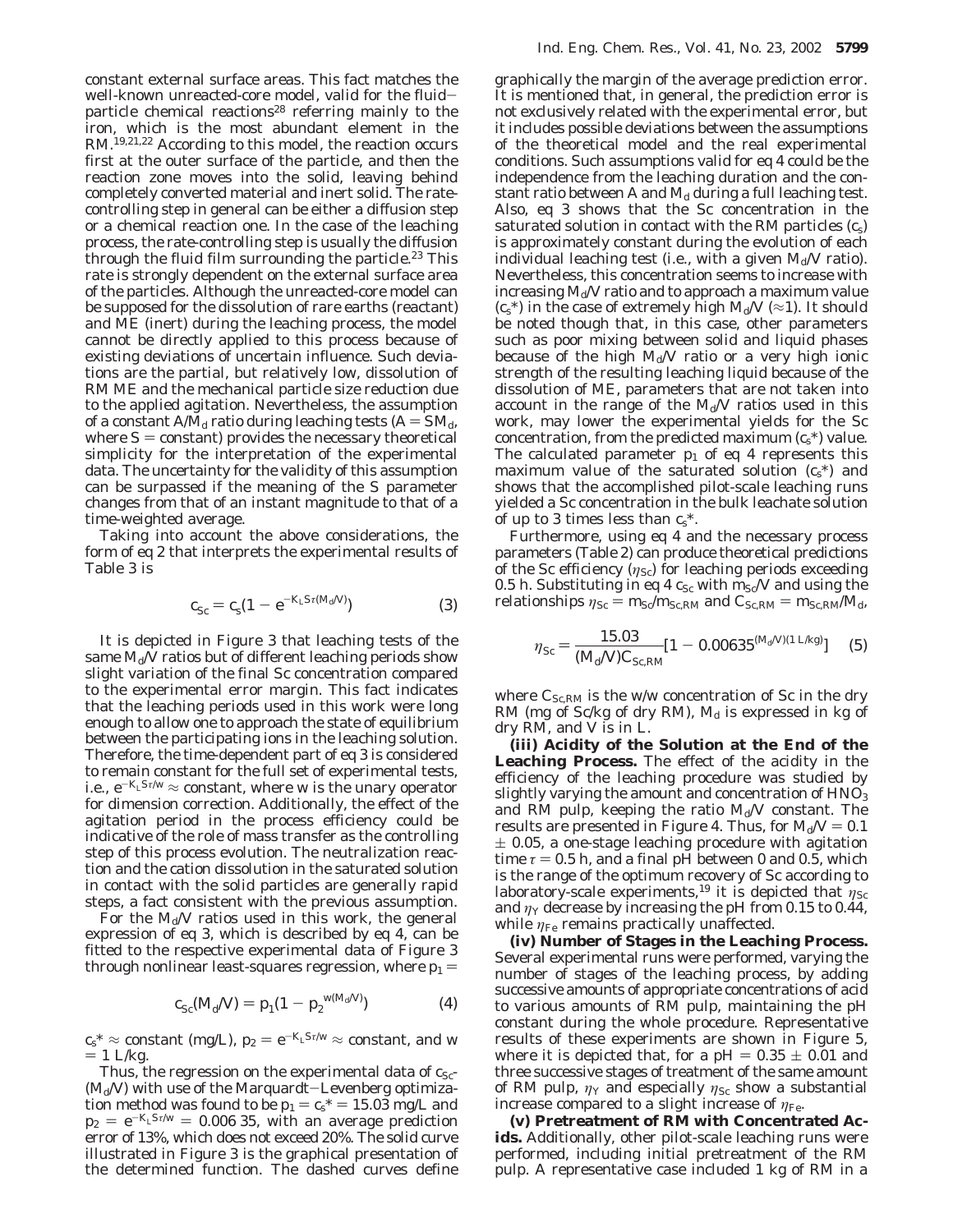constant external surface areas. This fact matches the well-known unreacted-core model, valid for the fluid-particle chemical reactions[28] referring mainly to the iron, which is the most abundant element in the RM.[19,21,22] According to this model, the reaction occurs first at the outer surface of the particle, and then the reaction zone moves into the solid, leaving behind completely converted material and inert solid. The rate-controlling step in general can be either a diffusion step or a chemical reaction one. In the case of the leaching process, the rate-controlling step is usually the diffusion through the fluid film surrounding the particle.[23] This rate is strongly dependent on the external surface area of the particles. Although the unreacted-core model can be supposed for the dissolution of rare earths (reactant) and ME (inert) during the leaching process, the model cannot be directly applied to this process because of existing deviations of uncertain influence. Such deviations are the partial, but relatively low, dissolution of RM ME and the mechanical particle size reduction due to the applied agitation. Nevertheless, the assumption of a constant $A/M_d$ ratio during leaching tests ($A = SM_d$, where $S$ = constant) provides the necessary theoretical simplicity for the interpretation of the experimental data. The uncertainty for the validity of this assumption can be surpassed if the meaning of the $S$ parameter changes from that of an instant magnitude to that of a time-weighted average.

Taking into account the above considerations, the form of eq 2 that interprets the experimental results of Table 3 is

$$c_{Sc} = c_s(1 - e^{-K_L S\tau(M_d/V)}) \quad (3)$$

It is depicted in Figure 3 that leaching tests of the same $M_d/V$ ratios but of different leaching periods show slight variation of the final Sc concentration compared to the experimental error margin. This fact indicates that the leaching periods used in this work were long enough to allow one to approach the state of equilibrium between the participating ions in the leaching solution. Therefore, the time-dependent part of eq 3 is considered to remain constant for the full set of experimental tests, i.e., $e^{-K_L S\tau/w} \approx$ constant, where $w$ is the unary operator for dimension correction. Additionally, the effect of the agitation period in the process efficiency could be indicative of the role of mass transfer as the controlling step of this process evolution. The neutralization reaction and the cation dissolution in the saturated solution in contact with the solid particles are generally rapid steps, a fact consistent with the previous assumption.

For the $M_d/V$ ratios used in this work, the general expression of eq 3, which is described by eq 4, can be fitted to the respective experimental data of Figure 3 through nonlinear least-squares regression, where $p_1$ =

$$c_{Sc}(M_d/V) = p_1(1 - p_2^{\,w(M_d/V)}) \quad (4)$$

$c_s^* \approx$ constant (mg/L), $p_2 = e^{-K_L S\tau/w} \approx$ constant, and $w$ = 1 L/kg.

Thus, the regression on the experimental data of $c_{Sc}(M_d/V)$ with use of the Marquardt-Levenberg optimization method was found to be $p_1 = c_s^* = 15.03$ mg/L and $p_2 = e^{-K_L S\tau/w} = 0.006\,35$, with an average prediction error of 13%, which does not exceed 20%. The solid curve illustrated in Figure 3 is the graphical presentation of the determined function. The dashed curves define graphically the margin of the average prediction error. It is mentioned that, in general, the prediction error is not exclusively related with the experimental error, but it includes possible deviations between the assumptions of the theoretical model and the real experimental conditions. Such assumptions valid for eq 4 could be the independence from the leaching duration and the constant ratio between $A$ and $M_d$ during a full leaching test. Also, eq 3 shows that the Sc concentration in the saturated solution in contact with the RM particles ($c_s$) is approximately constant during the evolution of each individual leaching test (i.e., with a given $M_d/V$ ratio). Nevertheless, this concentration seems to increase with increasing $M_d/V$ ratio and to approach a maximum value ($c_s^*$) in the case of extremely high $M_d/V$ ($\approx$1). It should be noted though that, in this case, other parameters such as poor mixing between solid and liquid phases because of the high $M_d/V$ ratio or a very high ionic strength of the resulting leaching liquid because of the dissolution of ME, parameters that are not taken into account in the range of the $M_d/V$ ratios used in this work, may lower the experimental yields for the Sc concentration, from the predicted maximum ($c_s^*$) value. The calculated parameter $p_1$ of eq 4 represents this maximum value of the saturated solution ($c_s^*$) and shows that the accomplished pilot-scale leaching runs yielded a Sc concentration in the bulk leachate solution of up to 3 times less than $c_s^*$.

Furthermore, using eq 4 and the necessary process parameters (Table 2) can produce theoretical predictions of the Sc efficiency ($\eta_{Sc}$) for leaching periods exceeding 0.5 h. Substituting in eq 4 $c_{Sc}$ with $m_{Sc}/V$ and using the relationships $\eta_{Sc} = m_{Sc}/m_{Sc,RM}$ and $C_{Sc,RM} = m_{Sc,RM}/M_d$,

$$\eta_{Sc} = \frac{15.03}{(M_d/V)C_{Sc,RM}}[1 - 0.00635^{(M_d/V)(1\ \mathrm{L/kg})}] \quad (5)$$

where $C_{Sc,RM}$ is the w/w concentration of Sc in the dry RM (mg of Sc/kg of dry RM), $M_d$ is expressed in kg of dry RM, and $V$ is in L.

**(iii) Acidity of the Solution at the End of the Leaching Process.** The effect of the acidity in the efficiency of the leaching procedure was studied by slightly varying the amount and concentration of $HNO_3$ and RM pulp, keeping the ratio $M_d/V$ constant. The results are presented in Figure 4. Thus, for $M_d/V = 0.1 \pm 0.05$, a one-stage leaching procedure with agitation time $\tau = 0.5$ h, and a final pH between 0 and 0.5, which is the range of the optimum recovery of Sc according to laboratory-scale experiments,[19] it is depicted that $\eta_{Sc}$ and $\eta_Y$ decrease by increasing the pH from 0.15 to 0.44, while $\eta_{Fe}$ remains practically unaffected.

**(iv) Number of Stages in the Leaching Process.** Several experimental runs were performed, varying the number of stages of the leaching process, by adding successive amounts of appropriate concentrations of acid to various amounts of RM pulp, maintaining the pH constant during the whole procedure. Representative results of these experiments are shown in Figure 5, where it is depicted that, for a pH = 0.35 $\pm$ 0.01 and three successive stages of treatment of the same amount of RM pulp, $\eta_Y$ and especially $\eta_{Sc}$ show a substantial increase compared to a slight increase of $\eta_{Fe}$.

**(v) Pretreatment of RM with Concentrated Acids.** Additionally, other pilot-scale leaching runs were performed, including initial pretreatment of the RM pulp. A representative case included 1 kg of RM in a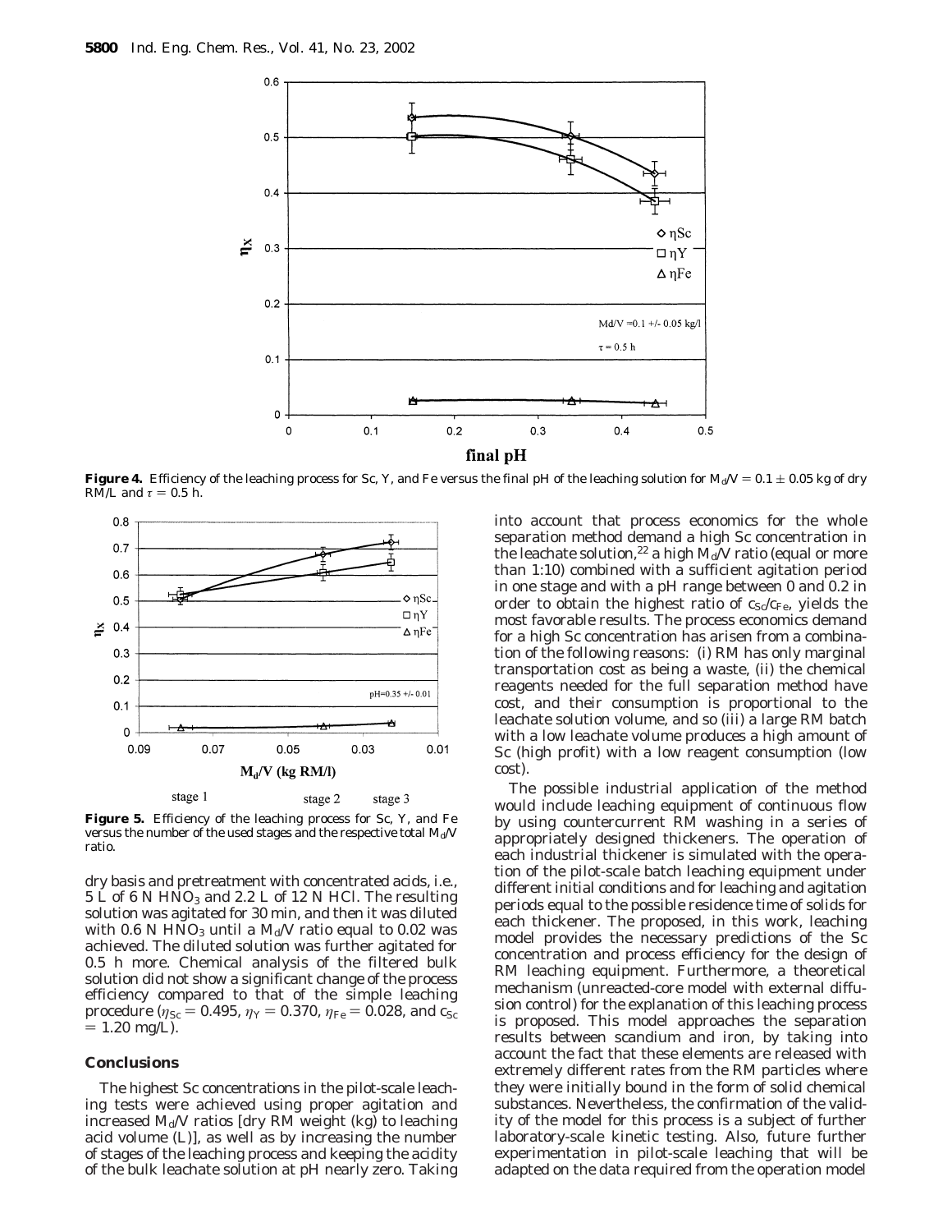0.6
0.5
0.4
0.3
0.2
0.1
0
0 0.1 0.2 0.3 0.4 0.5

$\eta_X$

final pH

◇ ηSc
□ ηY
Δ ηFe

Md/V =0.1 +/- 0.05 kg/l

τ = 0.5 h

**Figure 4.** Efficiency of the leaching process for Sc, Y, and Fe versus the final pH of the leaching solution for $M_d/V = 0.1 \pm 0.05$ kg of dry RM/L and $\tau = 0.5$ h.

0.8
0.7
0.6
0.5
0.4
0.3
0.2
0.1
0
0.09 0.07 0.05 0.03 0.01

$\eta_X$

$M_d/V$ (kg RM/l)

◇ ηSc
□ ηY
Δ ηFe

pH=0.35 +/- 0.01

stage 1 stage 2 stage 3

**Figure 5.** Efficiency of the leaching process for Sc, Y, and Fe versus the number of the used stages and the respective total $M_d/V$ ratio.

dry basis and pretreatment with concentrated acids, i.e., 5 L of 6 N $HNO_3$ and 2.2 L of 12 N HCl. The resulting solution was agitated for 30 min, and then it was diluted with 0.6 N $HNO_3$ until a $M_d/V$ ratio equal to 0.02 was achieved. The diluted solution was further agitated for 0.5 h more. Chemical analysis of the filtered bulk solution did not show a significant change of the process efficiency compared to that of the simple leaching procedure ($\eta_{Sc} = 0.495$, $\eta_Y = 0.370$, $\eta_{Fe} = 0.028$, and $c_{Sc} = 1.20$ mg/L).

## Conclusions

The highest Sc concentrations in the pilot-scale leaching tests were achieved using proper agitation and increased $M_d/V$ ratios [dry RM weight (kg) to leaching acid volume (L)], as well as by increasing the number of stages of the leaching process and keeping the acidity of the bulk leachate solution at pH nearly zero. Taking into account that process economics for the whole separation method demand a high Sc concentration in the leachate solution,[22] a high $M_d/V$ ratio (equal or more than 1:10) combined with a sufficient agitation period in one stage and with a pH range between 0 and 0.2 in order to obtain the highest ratio of $c_{Sc}/c_{Fe}$, yields the most favorable results. The process economics demand for a high Sc concentration has arisen from a combination of the following reasons: (i) RM has only marginal transportation cost as being a waste, (ii) the chemical reagents needed for the full separation method have cost, and their consumption is proportional to the leachate solution volume, and so (iii) a large RM batch with a low leachate volume produces a high amount of Sc (high profit) with a low reagent consumption (low cost).

The possible industrial application of the method would include leaching equipment of continuous flow by using countercurrent RM washing in a series of appropriately designed thickeners. The operation of each industrial thickener is simulated with the operation of the pilot-scale batch leaching equipment under different initial conditions and for leaching and agitation periods equal to the possible residence time of solids for each thickener. The proposed, in this work, leaching model provides the necessary predictions of the Sc concentration and process efficiency for the design of RM leaching equipment. Furthermore, a theoretical mechanism (unreacted-core model with external diffusion control) for the explanation of this leaching process is proposed. This model approaches the separation results between scandium and iron, by taking into account the fact that these elements are released with extremely different rates from the RM particles where they were initially bound in the form of solid chemical substances. Nevertheless, the confirmation of the validity of the model for this process is a subject of further laboratory-scale kinetic testing. Also, future further experimentation in pilot-scale leaching that will be adapted on the data required from the operation model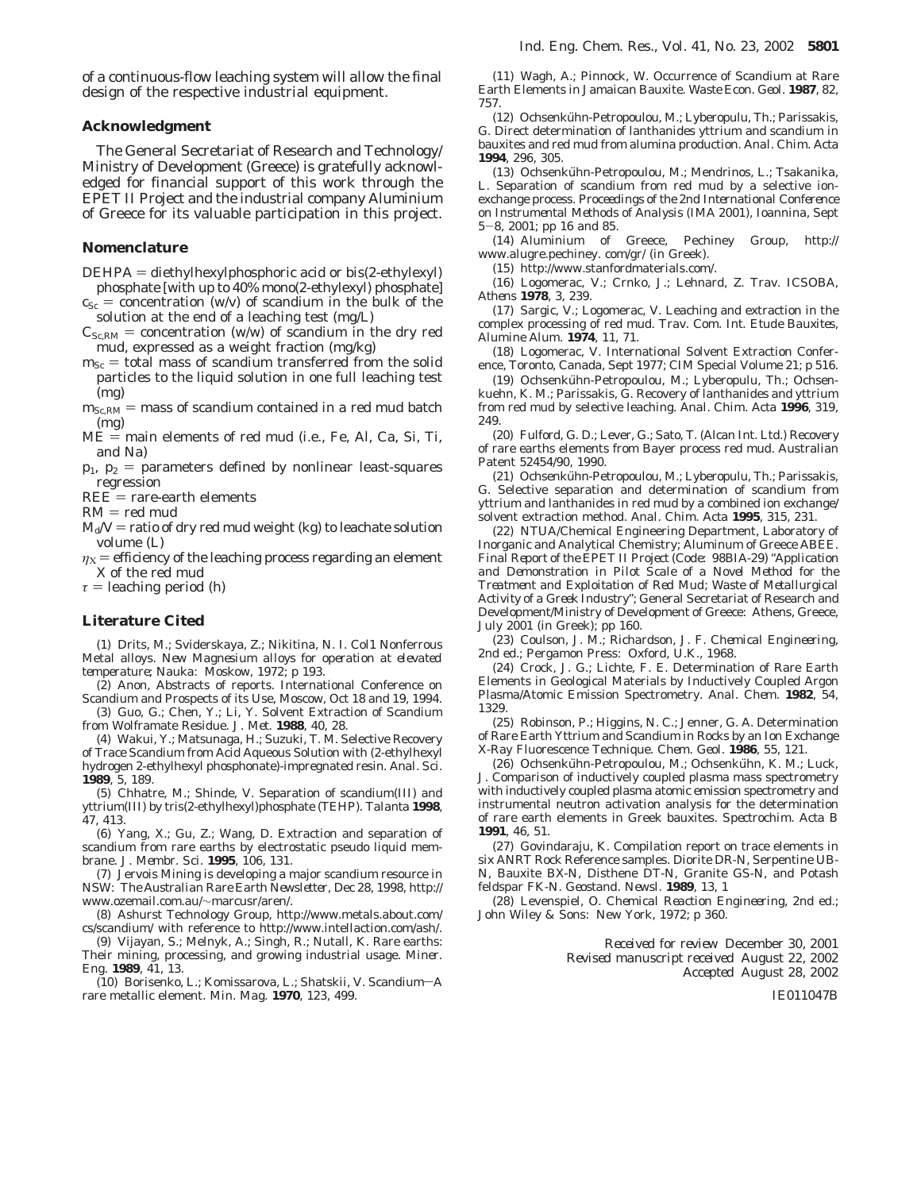of a continuous-flow leaching system will allow the final design of the respective industrial equipment.

## Acknowledgment

The General Secretariat of Research and Technology/Ministry of Development (Greece) is gratefully acknowledged for financial support of this work through the EPET II Project and the industrial company Aluminium of Greece for its valuable participation in this project.

## Nomenclature

DEHPA = diethylhexylphosphoric acid or bis(2-ethylexyl) phosphate [with up to 40% mono(2-ethylexyl) phosphate]

$c_{Sc}$ = concentration (w/v) of scandium in the bulk of the solution at the end of a leaching test (mg/L)

$C_{Sc,RM}$ = concentration (w/w) of scandium in the dry red mud, expressed as a weight fraction (mg/kg)

$m_{Sc}$ = total mass of scandium transferred from the solid particles to the liquid solution in one full leaching test (mg)

$m_{Sc,RM}$ = mass of scandium contained in a red mud batch (mg)

ME = main elements of red mud (i.e., Fe, Al, Ca, Si, Ti, and Na)

$p_1$, $p_2$ = parameters defined by nonlinear least-squares regression

REE = rare-earth elements

RM = red mud

$M_d/V$ = ratio of dry red mud weight (kg) to leachate solution volume (L)

$\eta_X$ = efficiency of the leaching process regarding an element X of the red mud

$\tau$ = leaching period (h)

## Literature Cited

(1) Drits, M.; Sviderskaya, Z.; Nikitina, N. I. Col1 Nonferrous Metal alloys. *New Magnesium alloys for operation at elevated temperature*; Nauka: Moskow, 1972; p 193.

(2) Anon, Abstracts of reports. International Conference on Scandium and Prospects of its Use, Moscow, Oct 18 and 19, 1994.

(3) Guo, G.; Chen, Y.; Li, Y. Solvent Extraction of Scandium from Wolframate Residue. *J. Met.* **1988**, *40*, 28.

(4) Wakui, Y.; Matsunaga, H.; Suzuki, T. M. Selective Recovery of Trace Scandium from Acid Aqueous Solution with (2-ethylhexyl hydrogen 2-ethylhexyl phosphonate)-impregnated resin. *Anal. Sci.* **1989**, *5*, 189.

(5) Chhatre, M.; Shinde, V. Separation of scandium(III) and yttrium(III) by tris(2-ethylhexyl)phosphate (TEHP). *Talanta* **1998**, *47*, 413.

(6) Yang, X.; Gu, Z.; Wang, D. Extraction and separation of scandium from rare earths by electrostatic pseudo liquid membrane. *J. Membr. Sci.* **1995**, *106*, 131.

(7) Jervois Mining is developing a major scandium resource in NSW: *The Australian Rare Earth Newsletter*, Dec 28, 1998, http://www.ozemail.com.au/~marcusr/aren/.

(8) Ashurst Technology Group, http://www.metals.about.com/cs/scandium/ with reference to http://www.intellaction.com/ash/.

(9) Vijayan, S.; Melnyk, A.; Singh, R.; Nutall, K. Rare earths: Their mining, processing, and growing industrial usage. *Miner. Eng.* **1989**, *41*, 13.

(10) Borisenko, L.; Komissarova, L.; Shatskii, V. Scandium—A rare metallic element. *Min. Mag.* **1970**, *123*, 499.

(11) Wagh, A.; Pinnock, W. Occurrence of Scandium at Rare Earth Elements in Jamaican Bauxite. *Waste Econ. Geol.* **1987**, *82*, 757.

(12) Ochsenkühn-Petropoulou, M.; Lyberopulu, Th.; Parissakis, G. Direct determination of lanthanides yttrium and scandium in bauxites and red mud from alumina production. *Anal. Chim. Acta* **1994**, *296*, 305.

(13) Ochsenkühn-Petropoulou, M.; Mendrinos, L.; Tsakanika, L. Separation of scandium from red mud by a selective ion-exchange process. *Proceedings of the 2nd International Conference on Instrumental Methods of Analysis (IMA 2001)*, Ioannina, Sept 5−8, 2001; pp 16 and 85.

(14) Aluminium of Greece, Pechiney Group, http://www.alugre.pechiney. com/gr/ (in Greek).

(15) http://www.stanfordmaterials.com/.

(16) Logomerac, V.; Crnko, J.; Lehnard, Z. *Trav. ICSOBA, Athens* **1978**, *3*, 239.

(17) Sargic, V.; Logomerac, V. Leaching and extraction in the complex processing of red mud. *Trav. Com. Int. Etude Bauxites, Alumine Alum.* **1974**, *11*, 71.

(18) Logomerac, V. International Solvent Extraction Conference, Toronto, Canada, Sept 1977; CIM Special Volume 21; p 516.

(19) Ochsenkühn-Petropoulou, M.; Lyberopulu, Th.; Ochsenkuehn, K. M.; Parissakis, G. Recovery of lanthanides and yttrium from red mud by selective leaching. *Anal. Chim. Acta* **1996**, *319*, 249.

(20) Fulford, G. D.; Lever, G.; Sato, T. (Alcan Int. Ltd.) Recovery of rare earths elements from Bayer process red mud. Australian Patent 52454/90, 1990.

(21) Ochsenkühn-Petropoulou, M.; Lyberopulu, Th.; Parissakis, G. Selective separation and determination of scandium from yttrium and lanthanides in red mud by a combined ion exchange/solvent extraction method. *Anal. Chim. Acta* **1995**, *315*, 231.

(22) NTUA/Chemical Engineering Department, Laboratory of Inorganic and Analytical Chemistry; Aluminum of Greece ABEE. *Final Report of the EPET II Project (Code: 98BIA-29) "Application and Demonstration in Pilot Scale of a Novel Method for the Treatment and Exploitation of Red Mud; Waste of Metallurgical Activity of a Greek Industry"*; General Secretariat of Research and Development/Ministry of Development of Greece: Athens, Greece, July 2001 (in Greek); pp 160.

(23) Coulson, J. M.; Richardson, J. F. *Chemical Engineering*, 2nd ed.; Pergamon Press: Oxford, U.K., 1968.

(24) Crock, J. G.; Lichte, F. E. Determination of Rare Earth Elements in Geological Materials by Inductively Coupled Argon Plasma/Atomic Emission Spectrometry. *Anal. Chem.* **1982**, *54*, 1329.

(25) Robinson, P.; Higgins, N. C.; Jenner, G. A. Determination of Rare Earth Yttrium and Scandium in Rocks by an Ion Exchange X-Ray Fluorescence Technique. *Chem. Geol.* **1986**, *55*, 121.

(26) Ochsenkühn-Petropoulou, M.; Ochsenkühn, K. M.; Luck, J. Comparison of inductively coupled plasma mass spectrometry with inductively coupled plasma atomic emission spectrometry and instrumental neutron activation analysis for the determination of rare earth elements in Greek bauxites. *Spectrochim. Acta B* **1991**, *46*, 51.

(27) Govindaraju, K. Compilation report on trace elements in six ANRT Rock Reference samples. Diorite DR-N, Serpentine UB-N, Bauxite BX-N, Disthene DT-N, Granite GS-N, and Potash feldspar FK-N. *Geostand. Newsl.* **1989**, *13*, 1

(28) Levenspiel, O. *Chemical Reaction Engineering*, 2nd ed.; John Wiley & Sons: New York, 1972; p 360.

*Received for review December 30, 2001*
*Revised manuscript received August 22, 2002*
*Accepted August 28, 2002*

IE011047B